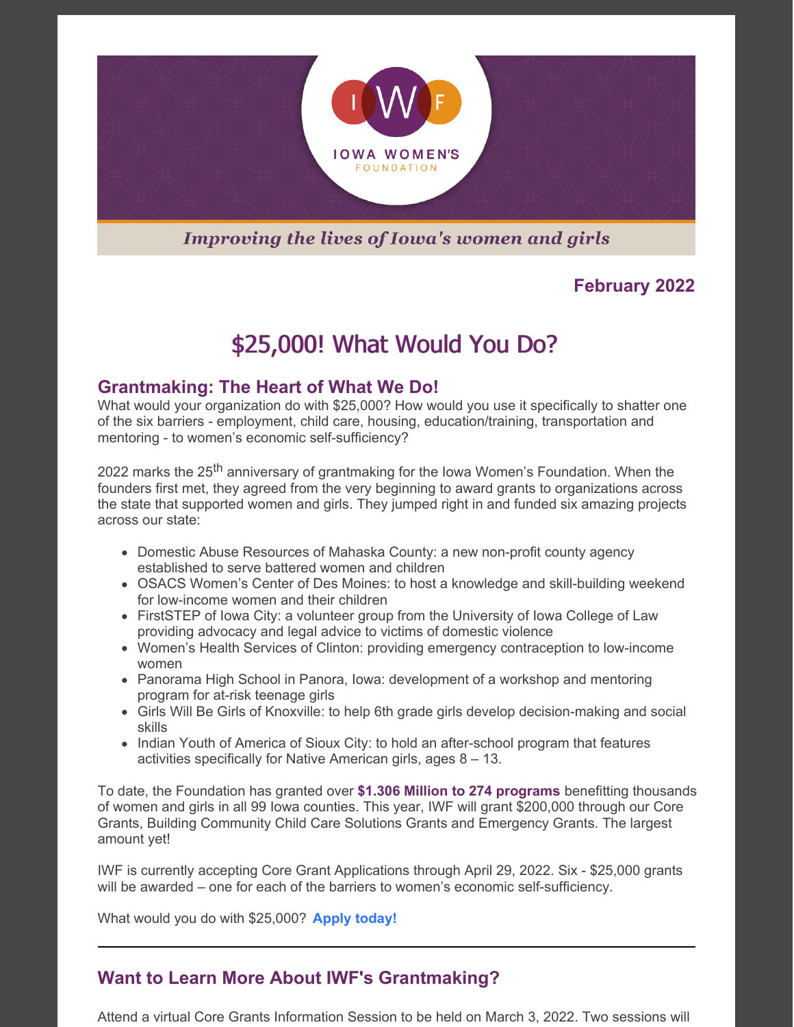IOWA WOMEN'S FOUNDATION

*Improving the lives of Iowa's women and girls*

**February 2022**

# $25,000! What Would You Do?

## Grantmaking: The Heart of What We Do!

What would your organization do with $25,000? How would you use it specifically to shatter one of the six barriers - employment, child care, housing, education/training, transportation and mentoring - to women's economic self-sufficiency?

2022 marks the 25th anniversary of grantmaking for the Iowa Women's Foundation. When the founders first met, they agreed from the very beginning to award grants to organizations across the state that supported women and girls. They jumped right in and funded six amazing projects across our state:

- Domestic Abuse Resources of Mahaska County: a new non-profit county agency established to serve battered women and children
- OSACS Women's Center of Des Moines: to host a knowledge and skill-building weekend for low-income women and their children
- FirstSTEP of Iowa City: a volunteer group from the University of Iowa College of Law providing advocacy and legal advice to victims of domestic violence
- Women's Health Services of Clinton: providing emergency contraception to low-income women
- Panorama High School in Panora, Iowa: development of a workshop and mentoring program for at-risk teenage girls
- Girls Will Be Girls of Knoxville: to help 6th grade girls develop decision-making and social skills
- Indian Youth of America of Sioux City: to hold an after-school program that features activities specifically for Native American girls, ages 8 – 13.

To date, the Foundation has granted over **$1.306 Million to 274 programs** benefitting thousands of women and girls in all 99 Iowa counties. This year, IWF will grant $200,000 through our Core Grants, Building Community Child Care Solutions Grants and Emergency Grants. The largest amount yet!

IWF is currently accepting Core Grant Applications through April 29, 2022. Six - $25,000 grants will be awarded – one for each of the barriers to women's economic self-sufficiency.

What would you do with $25,000? **Apply today!**

---

## Want to Learn More About IWF's Grantmaking?

Attend a virtual Core Grants Information Session to be held on March 3, 2022. Two sessions will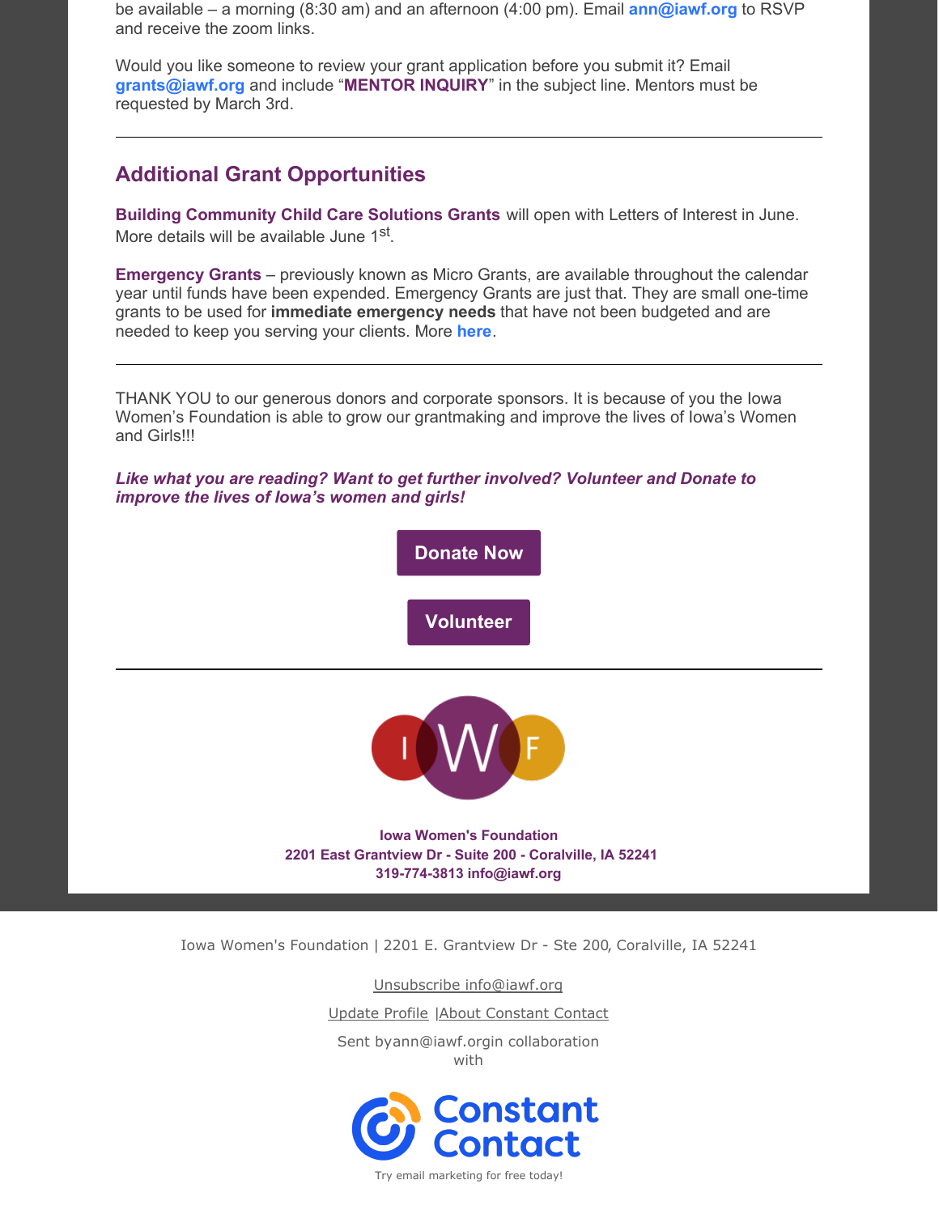be available – a morning (8:30 am) and an afternoon (4:00 pm). Email **ann@iawf.org** to RSVP and receive the zoom links.

Would you like someone to review your grant application before you submit it? Email **grants@iawf.org** and include "**MENTOR INQUIRY**" in the subject line. Mentors must be requested by March 3rd.

---

## Additional Grant Opportunities

**Building Community Child Care Solutions Grants** will open with Letters of Interest in June. More details will be available June 1st.

**Emergency Grants** – previously known as Micro Grants, are available throughout the calendar year until funds have been expended. Emergency Grants are just that. They are small one-time grants to be used for **immediate emergency needs** that have not been budgeted and are needed to keep you serving your clients. More **here**.

---

THANK YOU to our generous donors and corporate sponsors. It is because of you the Iowa Women's Foundation is able to grow our grantmaking and improve the lives of Iowa's Women and Girls!!!

***Like what you are reading? Want to get further involved? Volunteer and Donate to improve the lives of Iowa's women and girls!***

**Donate Now**

**Volunteer**

---

**Iowa Women's Foundation**
**2201 East Grantview Dr - Suite 200 - Coralville, IA 52241**
**319-774-3813 info@iawf.org**

Iowa Women's Foundation | 2201 E. Grantview Dr - Ste 200, Coralville, IA 52241

Unsubscribe info@iawf.org

Update Profile |About Constant Contact

Sent byann@iawf.orgin collaboration with

Constant Contact

Try email marketing for free today!